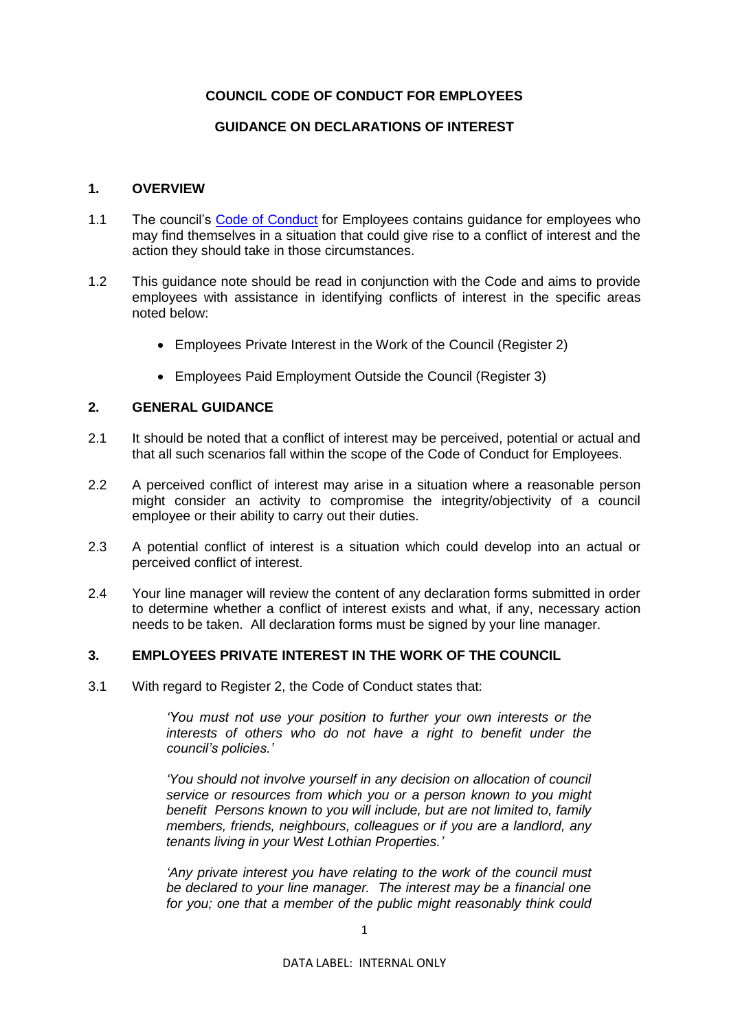**COUNCIL CODE OF CONDUCT FOR EMPLOYEES**

**GUIDANCE ON DECLARATIONS OF INTEREST**

## 1. OVERVIEW

1.1 The council's Code of Conduct for Employees contains guidance for employees who may find themselves in a situation that could give rise to a conflict of interest and the action they should take in those circumstances.

1.2 This guidance note should be read in conjunction with the Code and aims to provide employees with assistance in identifying conflicts of interest in the specific areas noted below:

- Employees Private Interest in the Work of the Council (Register 2)
- Employees Paid Employment Outside the Council (Register 3)

## 2. GENERAL GUIDANCE

2.1 It should be noted that a conflict of interest may be perceived, potential or actual and that all such scenarios fall within the scope of the Code of Conduct for Employees.

2.2 A perceived conflict of interest may arise in a situation where a reasonable person might consider an activity to compromise the integrity/objectivity of a council employee or their ability to carry out their duties.

2.3 A potential conflict of interest is a situation which could develop into an actual or perceived conflict of interest.

2.4 Your line manager will review the content of any declaration forms submitted in order to determine whether a conflict of interest exists and what, if any, necessary action needs to be taken. All declaration forms must be signed by your line manager.

## 3. EMPLOYEES PRIVATE INTEREST IN THE WORK OF THE COUNCIL

3.1 With regard to Register 2, the Code of Conduct states that:

> *'You must not use your position to further your own interests or the interests of others who do not have a right to benefit under the council's policies.'*
>
> *'You should not involve yourself in any decision on allocation of council service or resources from which you or a person known to you might benefit Persons known to you will include, but are not limited to, family members, friends, neighbours, colleagues or if you are a landlord, any tenants living in your West Lothian Properties.'*
>
> *'Any private interest you have relating to the work of the council must be declared to your line manager. The interest may be a financial one for you; one that a member of the public might reasonably think could*

DATA LABEL: INTERNAL ONLY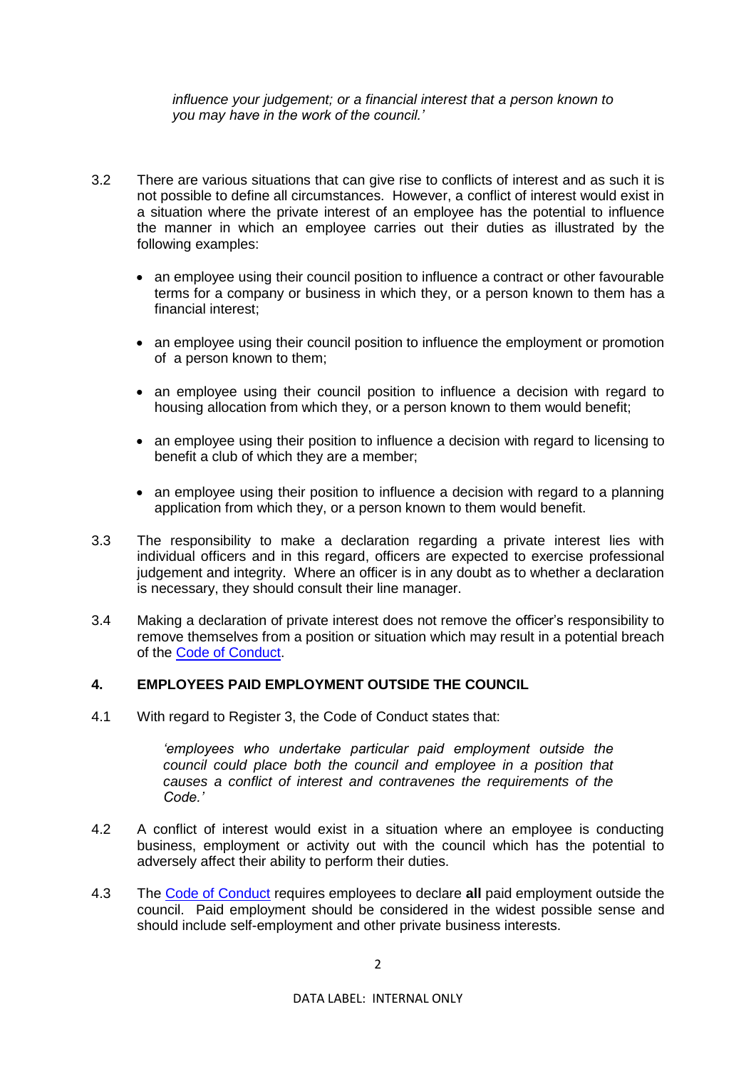> *influence your judgement; or a financial interest that a person known to you may have in the work of the council.'*

3.2 There are various situations that can give rise to conflicts of interest and as such it is not possible to define all circumstances. However, a conflict of interest would exist in a situation where the private interest of an employee has the potential to influence the manner in which an employee carries out their duties as illustrated by the following examples:

- an employee using their council position to influence a contract or other favourable terms for a company or business in which they, or a person known to them has a financial interest;
- an employee using their council position to influence the employment or promotion of a person known to them;
- an employee using their council position to influence a decision with regard to housing allocation from which they, or a person known to them would benefit;
- an employee using their position to influence a decision with regard to licensing to benefit a club of which they are a member;
- an employee using their position to influence a decision with regard to a planning application from which they, or a person known to them would benefit.

3.3 The responsibility to make a declaration regarding a private interest lies with individual officers and in this regard, officers are expected to exercise professional judgement and integrity. Where an officer is in any doubt as to whether a declaration is necessary, they should consult their line manager.

3.4 Making a declaration of private interest does not remove the officer's responsibility to remove themselves from a position or situation which may result in a potential breach of the Code of Conduct.

## 4. EMPLOYEES PAID EMPLOYMENT OUTSIDE THE COUNCIL

4.1 With regard to Register 3, the Code of Conduct states that:

> *'employees who undertake particular paid employment outside the council could place both the council and employee in a position that causes a conflict of interest and contravenes the requirements of the Code.'*

4.2 A conflict of interest would exist in a situation where an employee is conducting business, employment or activity out with the council which has the potential to adversely affect their ability to perform their duties.

4.3 The Code of Conduct requires employees to declare **all** paid employment outside the council. Paid employment should be considered in the widest possible sense and should include self-employment and other private business interests.

DATA LABEL: INTERNAL ONLY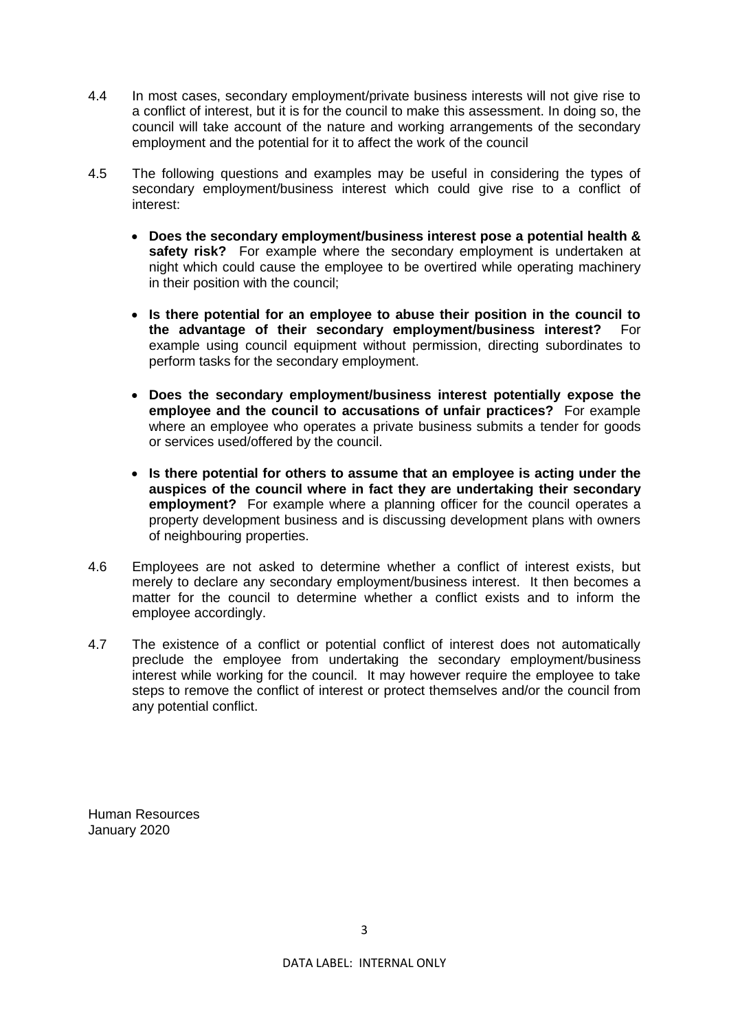4.4 In most cases, secondary employment/private business interests will not give rise to a conflict of interest, but it is for the council to make this assessment. In doing so, the council will take account of the nature and working arrangements of the secondary employment and the potential for it to affect the work of the council

4.5 The following questions and examples may be useful in considering the types of secondary employment/business interest which could give rise to a conflict of interest:

- **Does the secondary employment/business interest pose a potential health & safety risk?** For example where the secondary employment is undertaken at night which could cause the employee to be overtired while operating machinery in their position with the council;

- **Is there potential for an employee to abuse their position in the council to the advantage of their secondary employment/business interest?** For example using council equipment without permission, directing subordinates to perform tasks for the secondary employment.

- **Does the secondary employment/business interest potentially expose the employee and the council to accusations of unfair practices?** For example where an employee who operates a private business submits a tender for goods or services used/offered by the council.

- **Is there potential for others to assume that an employee is acting under the auspices of the council where in fact they are undertaking their secondary employment?** For example where a planning officer for the council operates a property development business and is discussing development plans with owners of neighbouring properties.

4.6 Employees are not asked to determine whether a conflict of interest exists, but merely to declare any secondary employment/business interest. It then becomes a matter for the council to determine whether a conflict exists and to inform the employee accordingly.

4.7 The existence of a conflict or potential conflict of interest does not automatically preclude the employee from undertaking the secondary employment/business interest while working for the council. It may however require the employee to take steps to remove the conflict of interest or protect themselves and/or the council from any potential conflict.

Human Resources
January 2020

DATA LABEL: INTERNAL ONLY